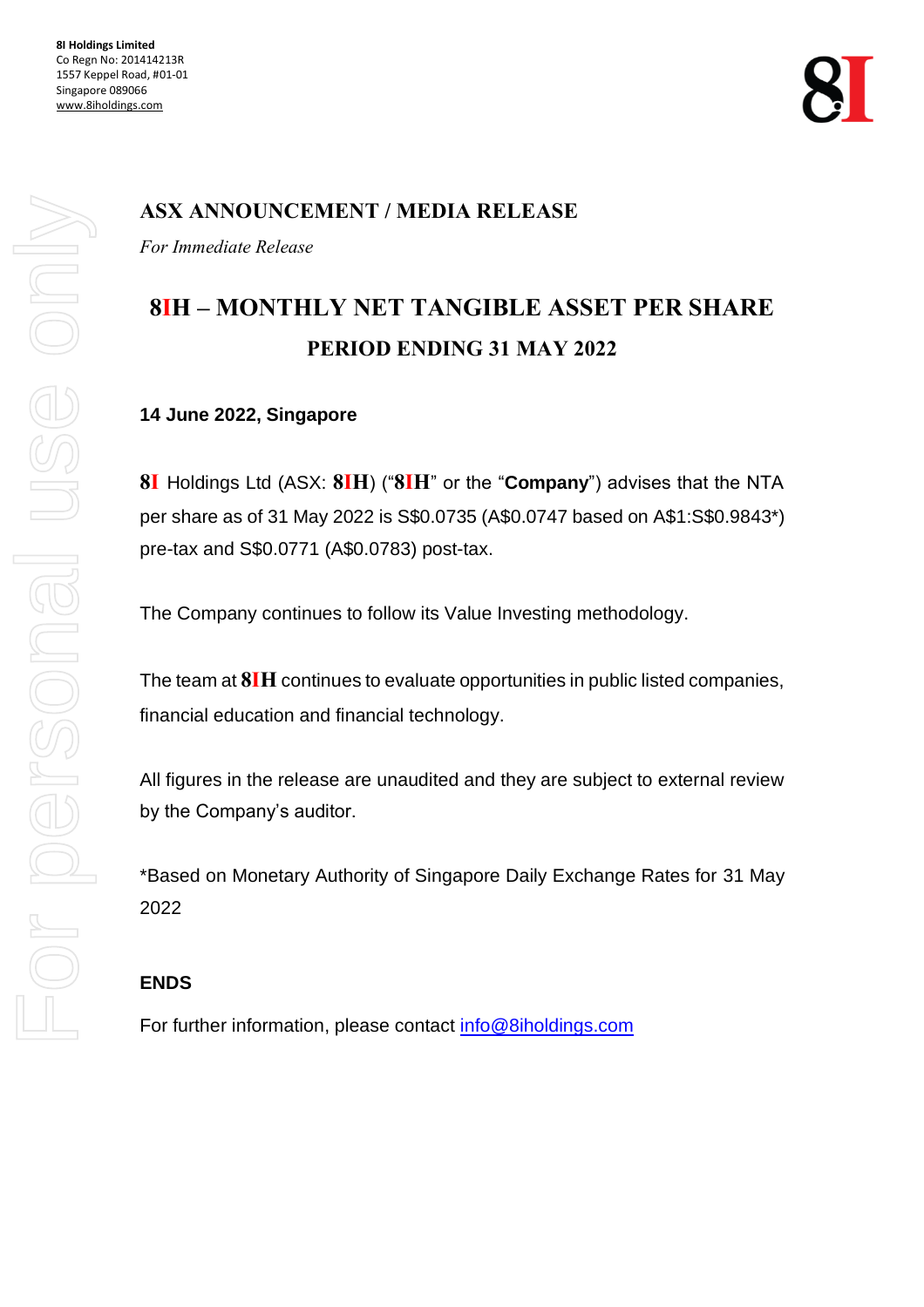**8I Holdings Limited**
Co Regn No: 201414213R
1557 Keppel Road, #01-01
Singapore 089066
www.8iholdings.com

## ASX ANNOUNCEMENT / MEDIA RELEASE

*For Immediate Release*

# 8IH – MONTHLY NET TANGIBLE ASSET PER SHARE

## PERIOD ENDING 31 MAY 2022

**14 June 2022, Singapore**

**8I** Holdings Ltd (ASX: **8IH**) ("**8IH**" or the "**Company**") advises that the NTA per share as of 31 May 2022 is S$0.0735 (A$0.0747 based on A$1:S$0.9843*) pre-tax and S$0.0771 (A$0.0783) post-tax.

The Company continues to follow its Value Investing methodology.

The team at **8IH** continues to evaluate opportunities in public listed companies, financial education and financial technology.

All figures in the release are unaudited and they are subject to external review by the Company's auditor.

*Based on Monetary Authority of Singapore Daily Exchange Rates for 31 May 2022

**ENDS**

For further information, please contact info@8iholdings.com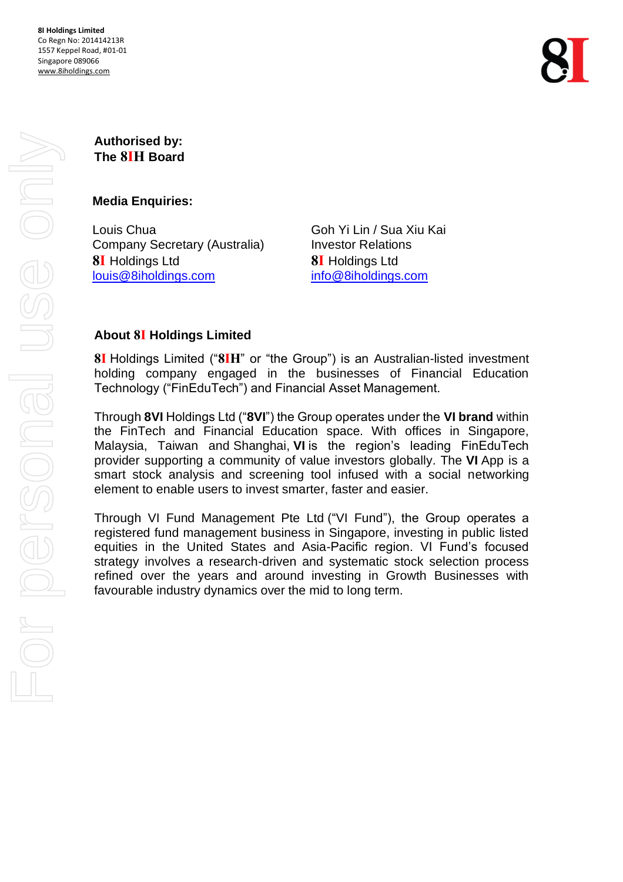**8I Holdings Limited**
Co Regn No: 201414213R
1557 Keppel Road, #01-01
Singapore 089066
www.8iholdings.com

**Authorised by:**
**The 8IH Board**

**Media Enquiries:**

Louis Chua
Company Secretary (Australia)
8I Holdings Ltd
louis@8iholdings.com

Goh Yi Lin / Sua Xiu Kai
Investor Relations
8I Holdings Ltd
info@8iholdings.com

**About 8I Holdings Limited**

8I Holdings Limited ("**8IH**" or "the Group") is an Australian-listed investment holding company engaged in the businesses of Financial Education Technology ("FinEduTech") and Financial Asset Management.

Through **8VI** Holdings Ltd ("**8VI**") the Group operates under the **VI brand** within the FinTech and Financial Education space. With offices in Singapore, Malaysia, Taiwan and Shanghai, **VI** is the region's leading FinEduTech provider supporting a community of value investors globally. The **VI** App is a smart stock analysis and screening tool infused with a social networking element to enable users to invest smarter, faster and easier.

Through VI Fund Management Pte Ltd ("VI Fund"), the Group operates a registered fund management business in Singapore, investing in public listed equities in the United States and Asia-Pacific region. VI Fund's focused strategy involves a research-driven and systematic stock selection process refined over the years and around investing in Growth Businesses with favourable industry dynamics over the mid to long term.